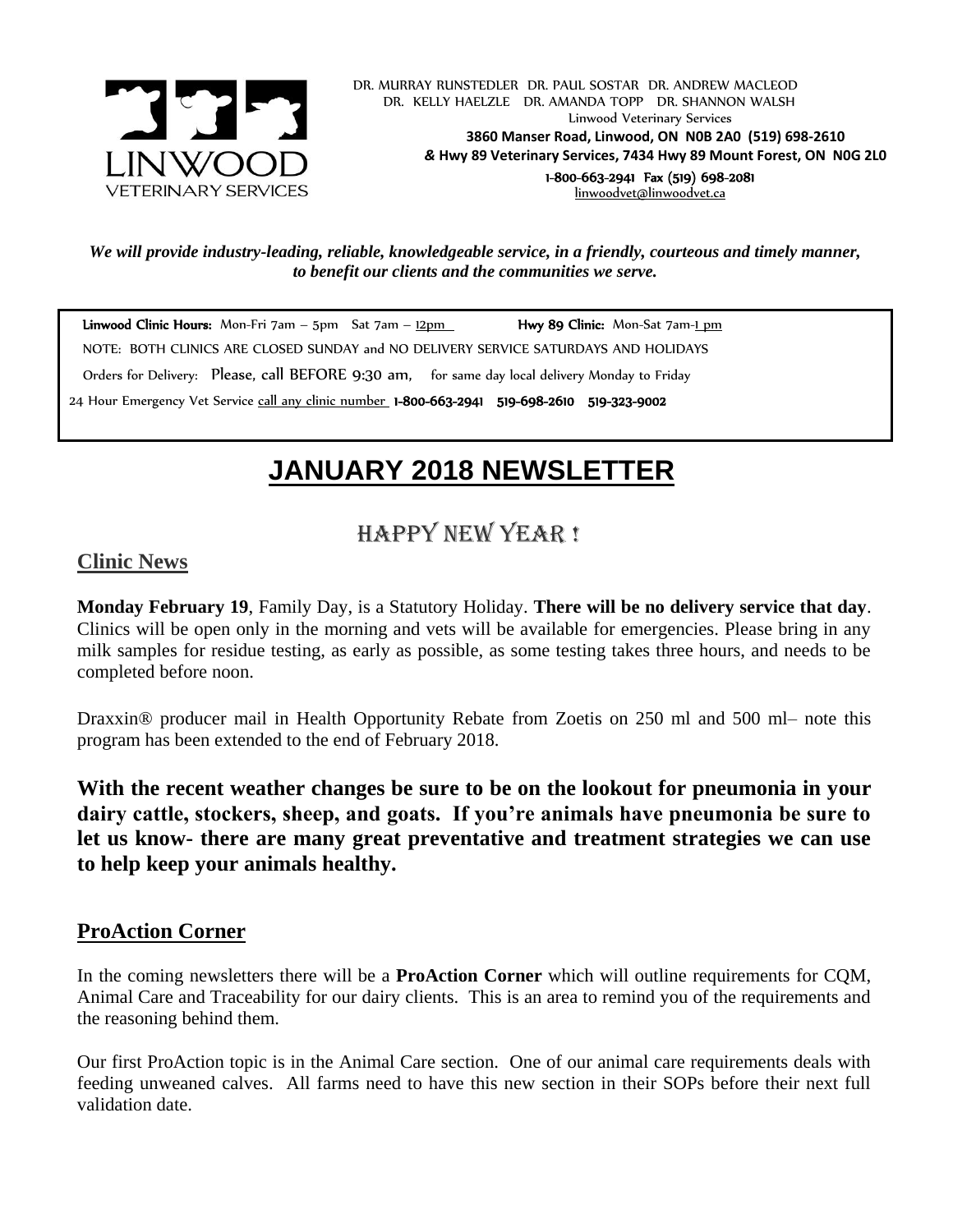LINWOOD
VETERINARY SERVICES

DR. MURRAY RUNSTEDLER DR. PAUL SOSTAR DR. ANDREW MACLEOD
DR. KELLY HAELZLE DR. AMANDA TOPP DR. SHANNON WALSH
Linwood Veterinary Services
**3860 Manser Road, Linwood, ON N0B 2A0 (519) 698-2610**
**& Hwy 89 Veterinary Services, 7434 Hwy 89 Mount Forest, ON N0G 2L0**
**1-800-663-2941 Fax (519) 698-2081**
linwoodvet@linwoodvet.ca

***We will provide industry-leading, reliable, knowledgeable service, in a friendly, courteous and timely manner, to benefit our clients and the communities we serve.***

**Linwood Clinic Hours:** Mon-Fri 7am – 5pm Sat 7am – 12pm **Hwy 89 Clinic:** Mon-Sat 7am-1 pm

NOTE: BOTH CLINICS ARE CLOSED SUNDAY and NO DELIVERY SERVICE SATURDAYS AND HOLIDAYS

Orders for Delivery: Please, call BEFORE 9:30 am, for same day local delivery Monday to Friday

24 Hour Emergency Vet Service call any clinic number **1-800-663-2941 519-698-2610 519-323-9002**

# JANUARY 2018 NEWSLETTER

## HAPPY NEW YEAR !

## Clinic News

**Monday February 19**, Family Day, is a Statutory Holiday. **There will be no delivery service that day**. Clinics will be open only in the morning and vets will be available for emergencies. Please bring in any milk samples for residue testing, as early as possible, as some testing takes three hours, and needs to be completed before noon.

Draxxin® producer mail in Health Opportunity Rebate from Zoetis on 250 ml and 500 ml– note this program has been extended to the end of February 2018.

**With the recent weather changes be sure to be on the lookout for pneumonia in your dairy cattle, stockers, sheep, and goats. If you're animals have pneumonia be sure to let us know- there are many great preventative and treatment strategies we can use to help keep your animals healthy.**

## ProAction Corner

In the coming newsletters there will be a **ProAction Corner** which will outline requirements for CQM, Animal Care and Traceability for our dairy clients. This is an area to remind you of the requirements and the reasoning behind them.

Our first ProAction topic is in the Animal Care section. One of our animal care requirements deals with feeding unweaned calves. All farms need to have this new section in their SOPs before their next full validation date.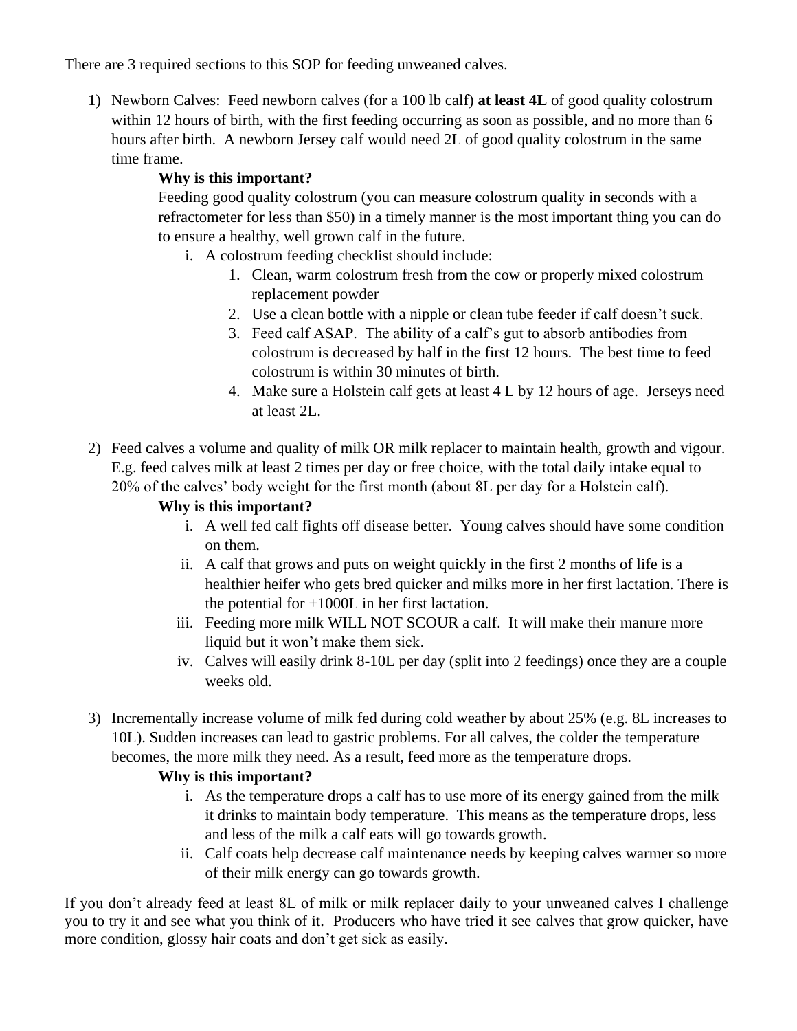There are 3 required sections to this SOP for feeding unweaned calves.

1) Newborn Calves: Feed newborn calves (for a 100 lb calf) **at least 4L** of good quality colostrum within 12 hours of birth, with the first feeding occurring as soon as possible, and no more than 6 hours after birth. A newborn Jersey calf would need 2L of good quality colostrum in the same time frame.

    **Why is this important?**

    Feeding good quality colostrum (you can measure colostrum quality in seconds with a refractometer for less than $50) in a timely manner is the most important thing you can do to ensure a healthy, well grown calf in the future.

    i. A colostrum feeding checklist should include:
        1. Clean, warm colostrum fresh from the cow or properly mixed colostrum replacement powder
        2. Use a clean bottle with a nipple or clean tube feeder if calf doesn't suck.
        3. Feed calf ASAP. The ability of a calf's gut to absorb antibodies from colostrum is decreased by half in the first 12 hours. The best time to feed colostrum is within 30 minutes of birth.
        4. Make sure a Holstein calf gets at least 4 L by 12 hours of age. Jerseys need at least 2L.

2) Feed calves a volume and quality of milk OR milk replacer to maintain health, growth and vigour. E.g. feed calves milk at least 2 times per day or free choice, with the total daily intake equal to 20% of the calves' body weight for the first month (about 8L per day for a Holstein calf).

    **Why is this important?**

    i. A well fed calf fights off disease better. Young calves should have some condition on them.
    ii. A calf that grows and puts on weight quickly in the first 2 months of life is a healthier heifer who gets bred quicker and milks more in her first lactation. There is the potential for +1000L in her first lactation.
    iii. Feeding more milk WILL NOT SCOUR a calf. It will make their manure more liquid but it won't make them sick.
    iv. Calves will easily drink 8-10L per day (split into 2 feedings) once they are a couple weeks old.

3) Incrementally increase volume of milk fed during cold weather by about 25% (e.g. 8L increases to 10L). Sudden increases can lead to gastric problems. For all calves, the colder the temperature becomes, the more milk they need. As a result, feed more as the temperature drops.

    **Why is this important?**

    i. As the temperature drops a calf has to use more of its energy gained from the milk it drinks to maintain body temperature. This means as the temperature drops, less and less of the milk a calf eats will go towards growth.
    ii. Calf coats help decrease calf maintenance needs by keeping calves warmer so more of their milk energy can go towards growth.

If you don't already feed at least 8L of milk or milk replacer daily to your unweaned calves I challenge you to try it and see what you think of it. Producers who have tried it see calves that grow quicker, have more condition, glossy hair coats and don't get sick as easily.